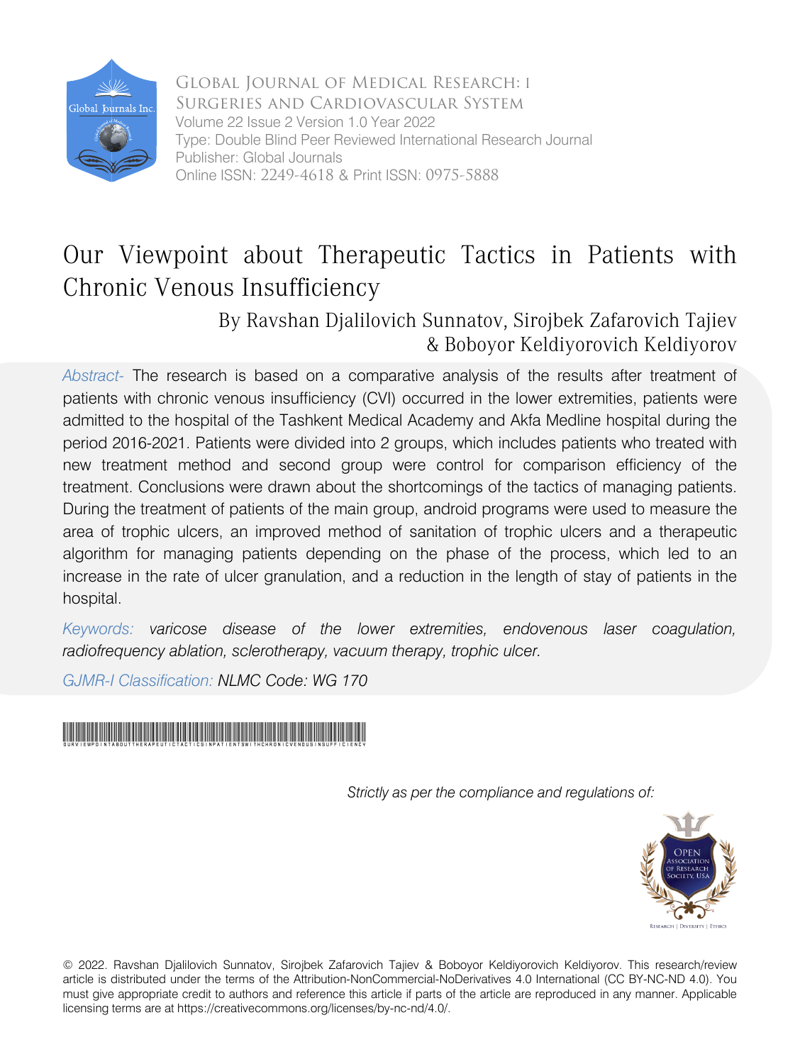Global Journal of Medical Research: I
Surgeries and Cardiovascular System
Volume 22 Issue 2 Version 1.0 Year 2022
Type: Double Blind Peer Reviewed International Research Journal
Publisher: Global Journals
Online ISSN: 2249-4618 & Print ISSN: 0975-5888

# Our Viewpoint about Therapeutic Tactics in Patients with Chronic Venous Insufficiency

By Ravshan Djalilovich Sunnatov, Sirojbek Zafarovich Tajiev & Boboyor Keldiyorovich Keldiyorov

*Abstract-* The research is based on a comparative analysis of the results after treatment of patients with chronic venous insufficiency (CVI) occurred in the lower extremities, patients were admitted to the hospital of the Tashkent Medical Academy and Akfa Medline hospital during the period 2016-2021. Patients were divided into 2 groups, which includes patients who treated with new treatment method and second group were control for comparison efficiency of the treatment. Conclusions were drawn about the shortcomings of the tactics of managing patients. During the treatment of patients of the main group, android programs were used to measure the area of trophic ulcers, an improved method of sanitation of trophic ulcers and a therapeutic algorithm for managing patients depending on the phase of the process, which led to an increase in the rate of ulcer granulation, and a reduction in the length of stay of patients in the hospital.

*Keywords: varicose disease of the lower extremities, endovenous laser coagulation, radiofrequency ablation, sclerotherapy, vacuum therapy, trophic ulcer.*

*GJMR-I Classification: NLMC Code: WG 170*

*Strictly as per the compliance and regulations of:*

© 2022. Ravshan Djalilovich Sunnatov, Sirojbek Zafarovich Tajiev & Boboyor Keldiyorovich Keldiyorov. This research/review article is distributed under the terms of the Attribution-NonCommercial-NoDerivatives 4.0 International (CC BY-NC-ND 4.0). You must give appropriate credit to authors and reference this article if parts of the article are reproduced in any manner. Applicable licensing terms are at https://creativecommons.org/licenses/by-nc-nd/4.0/.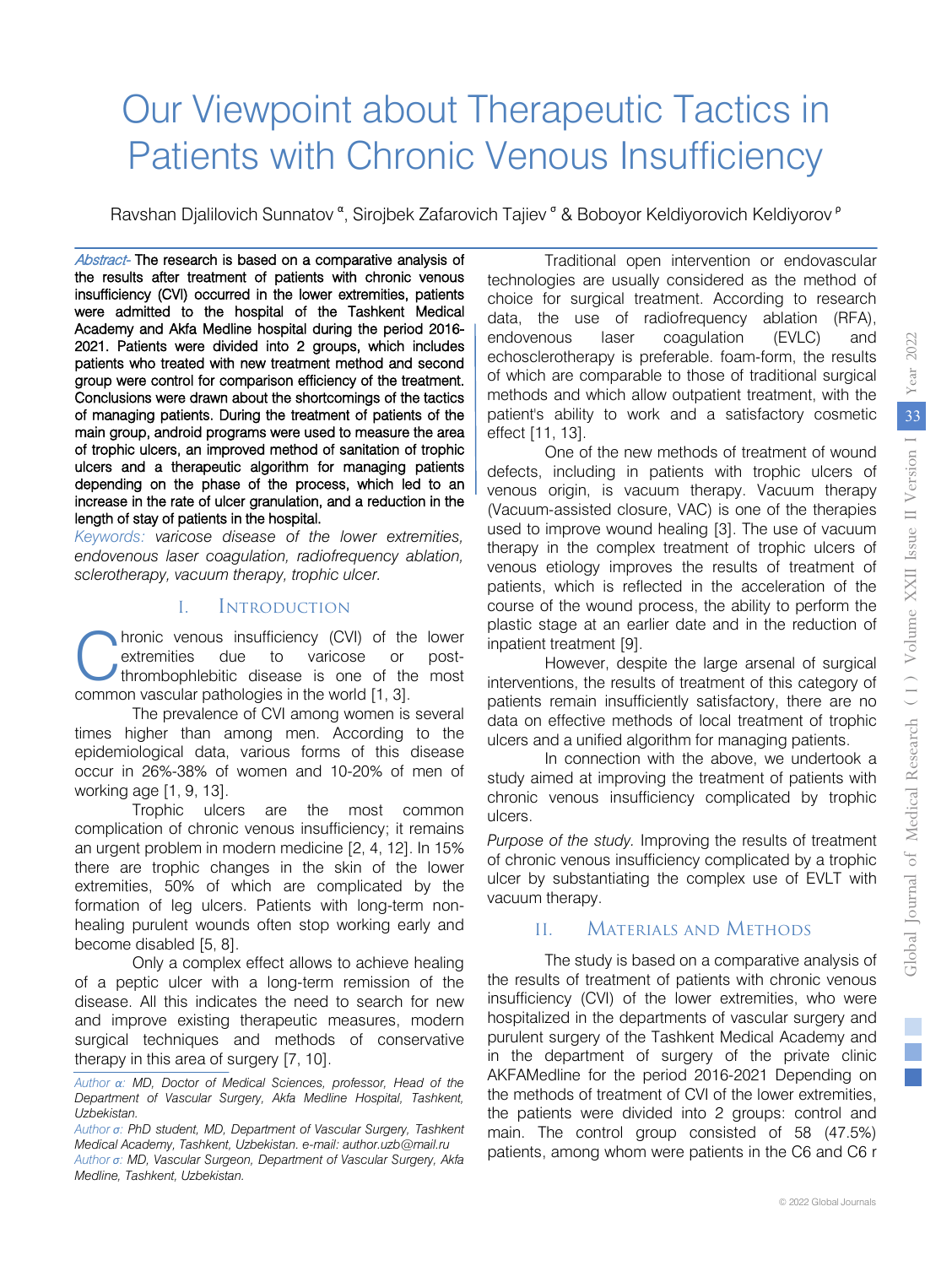# Our Viewpoint about Therapeutic Tactics in Patients with Chronic Venous Insufficiency

Ravshan Djalilovich Sunnatov [α], Sirojbek Zafarovich Tajiev [σ] & Boboyor Keldiyorovich Keldiyorov [ρ]

*Abstract-* The research is based on a comparative analysis of the results after treatment of patients with chronic venous insufficiency (CVI) occurred in the lower extremities, patients were admitted to the hospital of the Tashkent Medical Academy and Akfa Medline hospital during the period 2016-2021. Patients were divided into 2 groups, which includes patients who treated with new treatment method and second group were control for comparison efficiency of the treatment. Conclusions were drawn about the shortcomings of the tactics of managing patients. During the treatment of patients of the main group, android programs were used to measure the area of trophic ulcers, an improved method of sanitation of trophic ulcers and a therapeutic algorithm for managing patients depending on the phase of the process, which led to an increase in the rate of ulcer granulation, and a reduction in the length of stay of patients in the hospital.

*Keywords: varicose disease of the lower extremities, endovenous laser coagulation, radiofrequency ablation, sclerotherapy, vacuum therapy, trophic ulcer.*

## I. Introduction

Chronic venous insufficiency (CVI) of the lower extremities due to varicose or post-thrombophlebitic disease is one of the most common vascular pathologies in the world [1, 3].

The prevalence of CVI among women is several times higher than among men. According to the epidemiological data, various forms of this disease occur in 26%-38% of women and 10-20% of men of working age [1, 9, 13].

Trophic ulcers are the most common complication of chronic venous insufficiency; it remains an urgent problem in modern medicine [2, 4, 12]. In 15% there are trophic changes in the skin of the lower extremities, 50% of which are complicated by the formation of leg ulcers. Patients with long-term non-healing purulent wounds often stop working early and become disabled [5, 8].

Only a complex effect allows to achieve healing of a peptic ulcer with a long-term remission of the disease. All this indicates the need to search for new and improve existing therapeutic measures, modern surgical techniques and methods of conservative therapy in this area of surgery [7, 10].

Traditional open intervention or endovascular technologies are usually considered as the method of choice for surgical treatment. According to research data, the use of radiofrequency ablation (RFA), endovenous laser coagulation (EVLC) and echosclerotherapy is preferable. foam-form, the results of which are comparable to those of traditional surgical methods and which allow outpatient treatment, with the patient's ability to work and a satisfactory cosmetic effect [11, 13].

One of the new methods of treatment of wound defects, including in patients with trophic ulcers of venous origin, is vacuum therapy. Vacuum therapy (Vacuum-assisted closure, VAC) is one of the therapies used to improve wound healing [3]. The use of vacuum therapy in the complex treatment of trophic ulcers of venous etiology improves the results of treatment of patients, which is reflected in the acceleration of the course of the wound process, the ability to perform the plastic stage at an earlier date and in the reduction of inpatient treatment [9].

However, despite the large arsenal of surgical interventions, the results of treatment of this category of patients remain insufficiently satisfactory, there are no data on effective methods of local treatment of trophic ulcers and a unified algorithm for managing patients.

In connection with the above, we undertook a study aimed at improving the treatment of patients with chronic venous insufficiency complicated by trophic ulcers.

*Purpose of the study.* Improving the results of treatment of chronic venous insufficiency complicated by a trophic ulcer by substantiating the complex use of EVLT with vacuum therapy.

## II. Materials and Methods

The study is based on a comparative analysis of the results of treatment of patients with chronic venous insufficiency (CVI) of the lower extremities, who were hospitalized in the departments of vascular surgery and purulent surgery of the Tashkent Medical Academy and in the department of surgery of the private clinic AKFAMedline for the period 2016-2021 Depending on the methods of treatment of CVI of the lower extremities, the patients were divided into 2 groups: control and main. The control group consisted of 58 (47.5%) patients, among whom were patients in the C6 and C6 r

*Author α: MD, Doctor of Medical Sciences, professor, Head of the Department of Vascular Surgery, Akfa Medline Hospital, Tashkent, Uzbekistan.*

*Author σ: PhD student, MD, Department of Vascular Surgery, Tashkent Medical Academy, Tashkent, Uzbekistan. e-mail: author.uzb@mail.ru*

*Author ρ: MD, Vascular Surgeon, Department of Vascular Surgery, Akfa Medline, Tashkent, Uzbekistan.*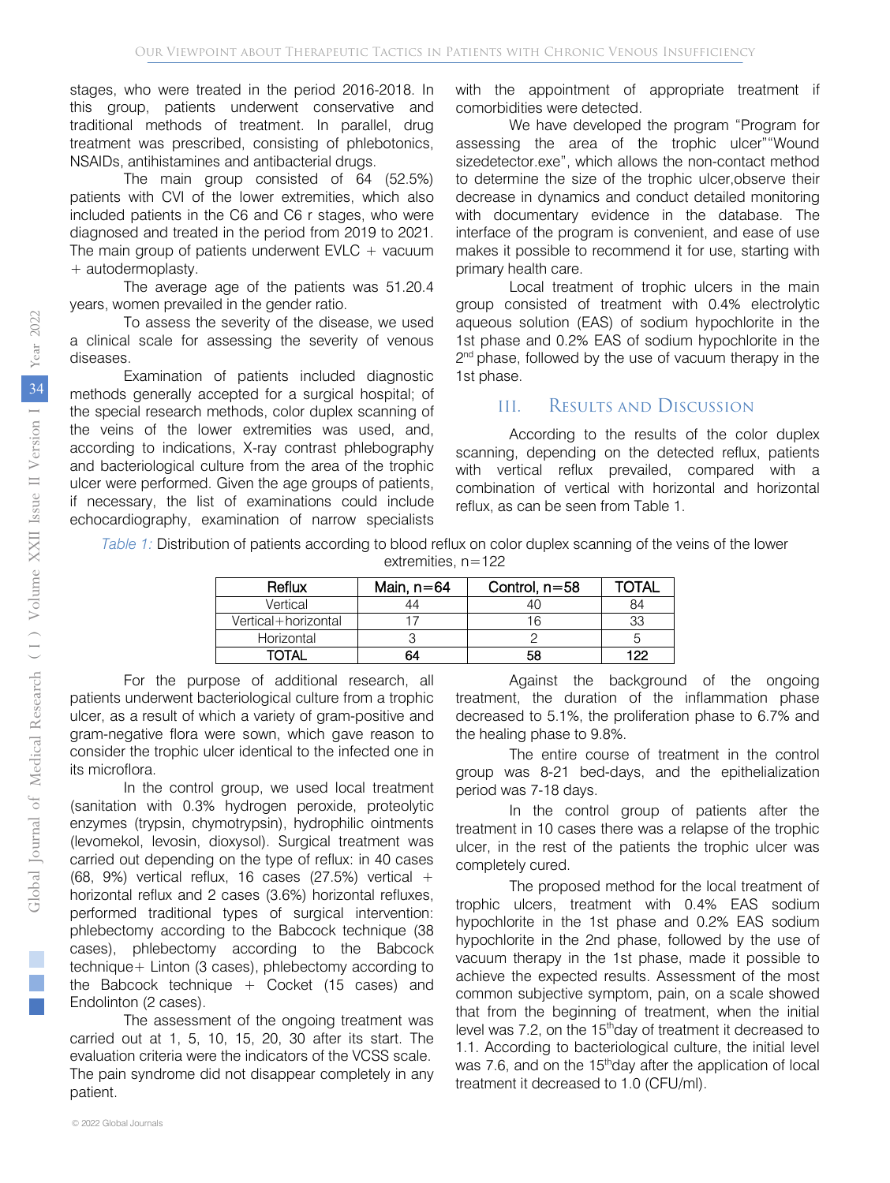stages, who were treated in the period 2016-2018. In this group, patients underwent conservative and traditional methods of treatment. In parallel, drug treatment was prescribed, consisting of phlebotonics, NSAIDs, antihistamines and antibacterial drugs.

The main group consisted of 64 (52.5%) patients with CVI of the lower extremities, which also included patients in the C6 and C6 r stages, who were diagnosed and treated in the period from 2019 to 2021. The main group of patients underwent EVLC + vacuum + autodermoplasty.

The average age of the patients was 51.20.4 years, women prevailed in the gender ratio.

To assess the severity of the disease, we used a clinical scale for assessing the severity of venous diseases.

Examination of patients included diagnostic methods generally accepted for a surgical hospital; of the special research methods, color duplex scanning of the veins of the lower extremities was used, and, according to indications, X-ray contrast phlebography and bacteriological culture from the area of the trophic ulcer were performed. Given the age groups of patients, if necessary, the list of examinations could include echocardiography, examination of narrow specialists with the appointment of appropriate treatment if comorbidities were detected.

We have developed the program "Program for assessing the area of the trophic ulcer""Wound sizedetector.exe", which allows the non-contact method to determine the size of the trophic ulcer,observe their decrease in dynamics and conduct detailed monitoring with documentary evidence in the database. The interface of the program is convenient, and ease of use makes it possible to recommend it for use, starting with primary health care.

Local treatment of trophic ulcers in the main group consisted of treatment with 0.4% electrolytic aqueous solution (EAS) of sodium hypochlorite in the 1st phase and 0.2% EAS of sodium hypochlorite in the 2nd phase, followed by the use of vacuum therapy in the 1st phase.

## III. Results and Discussion

According to the results of the color duplex scanning, depending on the detected reflux, patients with vertical reflux prevailed, compared with a combination of vertical with horizontal and horizontal reflux, as can be seen from Table 1.

*Table 1:* Distribution of patients according to blood reflux on color duplex scanning of the veins of the lower extremities, n=122

| Reflux | Main, n=64 | Control, n=58 | TOTAL |
|---|---|---|---|
| Vertical | 44 | 40 | 84 |
| Vertical+horizontal | 17 | 16 | 33 |
| Horizontal | 3 | 2 | 5 |
| **TOTAL** | **64** | **58** | **122** |

For the purpose of additional research, all patients underwent bacteriological culture from a trophic ulcer, as a result of which a variety of gram-positive and gram-negative flora were sown, which gave reason to consider the trophic ulcer identical to the infected one in its microflora.

In the control group, we used local treatment (sanitation with 0.3% hydrogen peroxide, proteolytic enzymes (trypsin, chymotrypsin), hydrophilic ointments (levomekol, levosin, dioxysol). Surgical treatment was carried out depending on the type of reflux: in 40 cases (68, 9%) vertical reflux, 16 cases (27.5%) vertical + horizontal reflux and 2 cases (3.6%) horizontal refluxes, performed traditional types of surgical intervention: phlebectomy according to the Babcock technique (38 cases), phlebectomy according to the Babcock technique+ Linton (3 cases), phlebectomy according to the Babcock technique + Cocket (15 cases) and Endolinton (2 cases).

The assessment of the ongoing treatment was carried out at 1, 5, 10, 15, 20, 30 after its start. The evaluation criteria were the indicators of the VCSS scale. The pain syndrome did not disappear completely in any patient.

Against the background of the ongoing treatment, the duration of the inflammation phase decreased to 5.1%, the proliferation phase to 6.7% and the healing phase to 9.8%.

The entire course of treatment in the control group was 8-21 bed-days, and the epithelialization period was 7-18 days.

In the control group of patients after the treatment in 10 cases there was a relapse of the trophic ulcer, in the rest of the patients the trophic ulcer was completely cured.

The proposed method for the local treatment of trophic ulcers, treatment with 0.4% EAS sodium hypochlorite in the 1st phase and 0.2% EAS sodium hypochlorite in the 2nd phase, followed by the use of vacuum therapy in the 1st phase, made it possible to achieve the expected results. Assessment of the most common subjective symptom, pain, on a scale showed that from the beginning of treatment, when the initial level was 7.2, on the 15th day of treatment it decreased to 1.1. According to bacteriological culture, the initial level was 7.6, and on the 15th day after the application of local treatment it decreased to 1.0 (CFU/ml).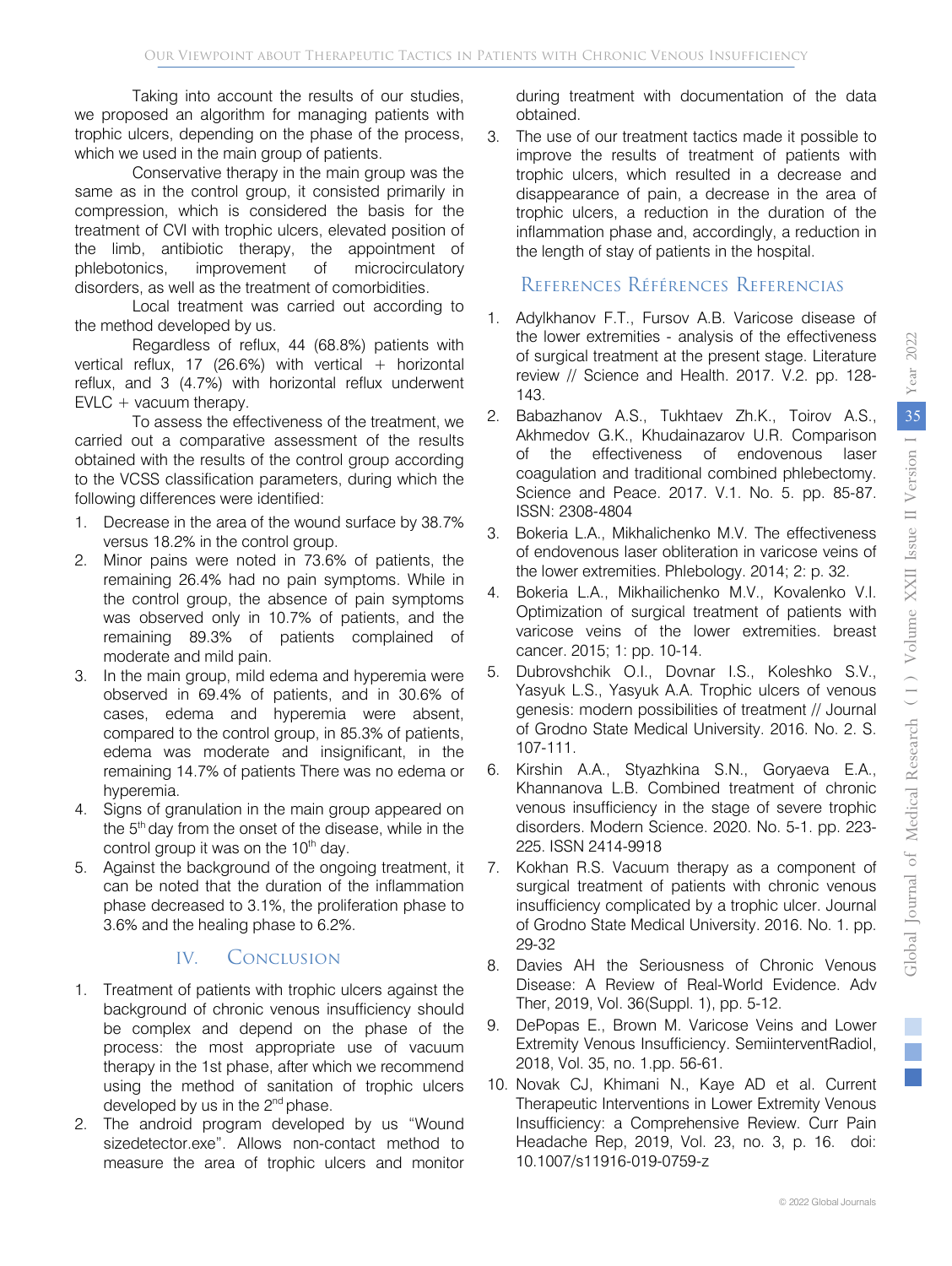Taking into account the results of our studies, we proposed an algorithm for managing patients with trophic ulcers, depending on the phase of the process, which we used in the main group of patients.

Conservative therapy in the main group was the same as in the control group, it consisted primarily in compression, which is considered the basis for the treatment of CVI with trophic ulcers, elevated position of the limb, antibiotic therapy, the appointment of phlebotonics, improvement of microcirculatory disorders, as well as the treatment of comorbidities.

Local treatment was carried out according to the method developed by us.

Regardless of reflux, 44 (68.8%) patients with vertical reflux, 17 (26.6%) with vertical + horizontal reflux, and 3 (4.7%) with horizontal reflux underwent EVLC + vacuum therapy.

To assess the effectiveness of the treatment, we carried out a comparative assessment of the results obtained with the results of the control group according to the VCSS classification parameters, during which the following differences were identified:

1. Decrease in the area of the wound surface by 38.7% versus 18.2% in the control group.
2. Minor pains were noted in 73.6% of patients, the remaining 26.4% had no pain symptoms. While in the control group, the absence of pain symptoms was observed only in 10.7% of patients, and the remaining 89.3% of patients complained of moderate and mild pain.
3. In the main group, mild edema and hyperemia were observed in 69.4% of patients, and in 30.6% of cases, edema and hyperemia were absent, compared to the control group, in 85.3% of patients, edema was moderate and insignificant, in the remaining 14.7% of patients There was no edema or hyperemia.
4. Signs of granulation in the main group appeared on the 5th day from the onset of the disease, while in the control group it was on the 10th day.
5. Against the background of the ongoing treatment, it can be noted that the duration of the inflammation phase decreased to 3.1%, the proliferation phase to 3.6% and the healing phase to 6.2%.

## IV. Conclusion

1. Treatment of patients with trophic ulcers against the background of chronic venous insufficiency should be complex and depend on the phase of the process: the most appropriate use of vacuum therapy in the 1st phase, after which we recommend using the method of sanitation of trophic ulcers developed by us in the 2nd phase.
2. The android program developed by us "Wound sizedetector.exe". Allows non-contact method to measure the area of trophic ulcers and monitor during treatment with documentation of the data obtained.
3. The use of our treatment tactics made it possible to improve the results of treatment of patients with trophic ulcers, which resulted in a decrease and disappearance of pain, a decrease in the area of trophic ulcers, a reduction in the duration of the inflammation phase and, accordingly, a reduction in the length of stay of patients in the hospital.

## References Références Referencias

1. Adylkhanov F.T., Fursov A.B. Varicose disease of the lower extremities - analysis of the effectiveness of surgical treatment at the present stage. Literature review // Science and Health. 2017. V.2. pp. 128-143.
2. Babazhanov A.S., Tukhtaev Zh.K., Toirov A.S., Akhmedov G.K., Khudainazarov U.R. Comparison of the effectiveness of endovenous laser coagulation and traditional combined phlebectomy. Science and Peace. 2017. V.1. No. 5. pp. 85-87. ISSN: 2308-4804
3. Bokeria L.A., Mikhalichenko M.V. The effectiveness of endovenous laser obliteration in varicose veins of the lower extremities. Phlebology. 2014; 2: p. 32.
4. Bokeria L.A., Mikhailichenko M.V., Kovalenko V.I. Optimization of surgical treatment of patients with varicose veins of the lower extremities. breast cancer. 2015; 1: pp. 10-14.
5. Dubrovshchik O.I., Dovnar I.S., Koleshko S.V., Yasyuk L.S., Yasyuk A.A. Trophic ulcers of venous genesis: modern possibilities of treatment // Journal of Grodno State Medical University. 2016. No. 2. S. 107-111.
6. Kirshin A.A., Styazhkina S.N., Goryaeva E.A., Khannanova L.B. Combined treatment of chronic venous insufficiency in the stage of severe trophic disorders. Modern Science. 2020. No. 5-1. pp. 223-225. ISSN 2414-9918
7. Kokhan R.S. Vacuum therapy as a component of surgical treatment of patients with chronic venous insufficiency complicated by a trophic ulcer. Journal of Grodno State Medical University. 2016. No. 1. pp. 29-32
8. Davies AH the Seriousness of Chronic Venous Disease: A Review of Real-World Evidence. Adv Ther, 2019, Vol. 36(Suppl. 1), pp. 5-12.
9. DePopas E., Brown M. Varicose Veins and Lower Extremity Venous Insufficiency. SemiinterventRadiol, 2018, Vol. 35, no. 1.pp. 56-61.
10. Novak CJ, Khimani N., Kaye AD et al. Current Therapeutic Interventions in Lower Extremity Venous Insufficiency: a Comprehensive Review. Curr Pain Headache Rep, 2019, Vol. 23, no. 3, p. 16. doi: 10.1007/s11916-019-0759-z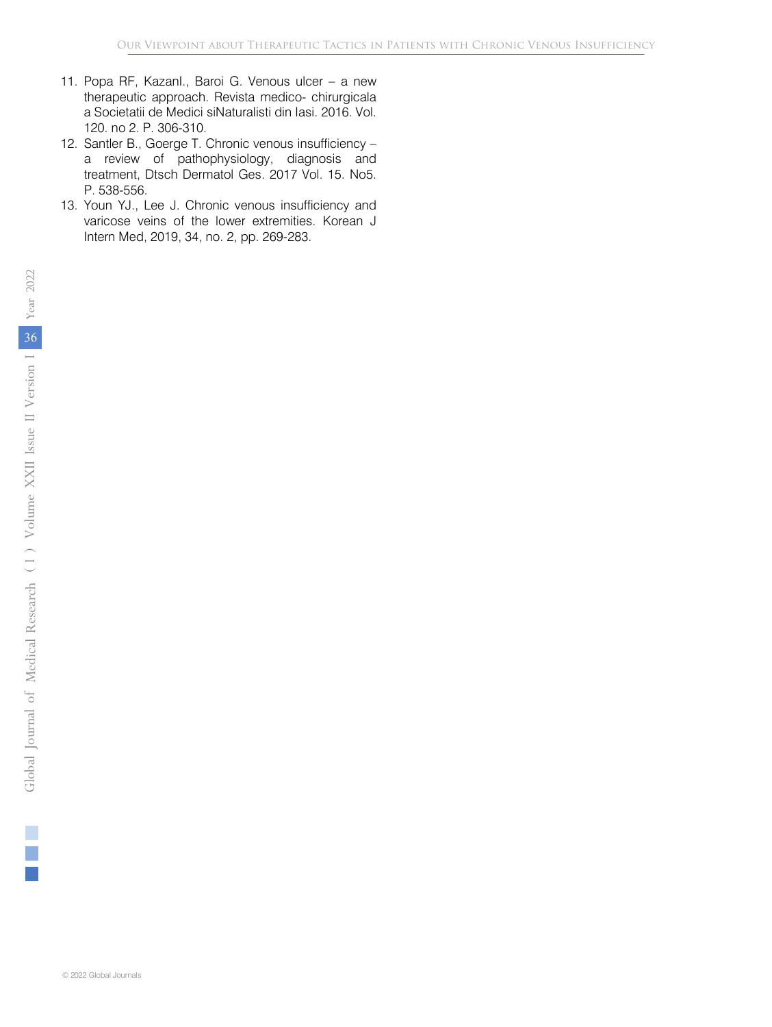11. Popa RF, KazanI., Baroi G. Venous ulcer – a new therapeutic approach. Revista medico- chirurgicala a Societatii de Medici siNaturalisti din Iasi. 2016. Vol. 120. no 2. P. 306-310.
12. Santler B., Goerge T. Chronic venous insufficiency – a review of pathophysiology, diagnosis and treatment, Dtsch Dermatol Ges. 2017 Vol. 15. No5. P. 538-556.
13. Youn YJ., Lee J. Chronic venous insufficiency and varicose veins of the lower extremities. Korean J Intern Med, 2019, 34, no. 2, pp. 269-283.